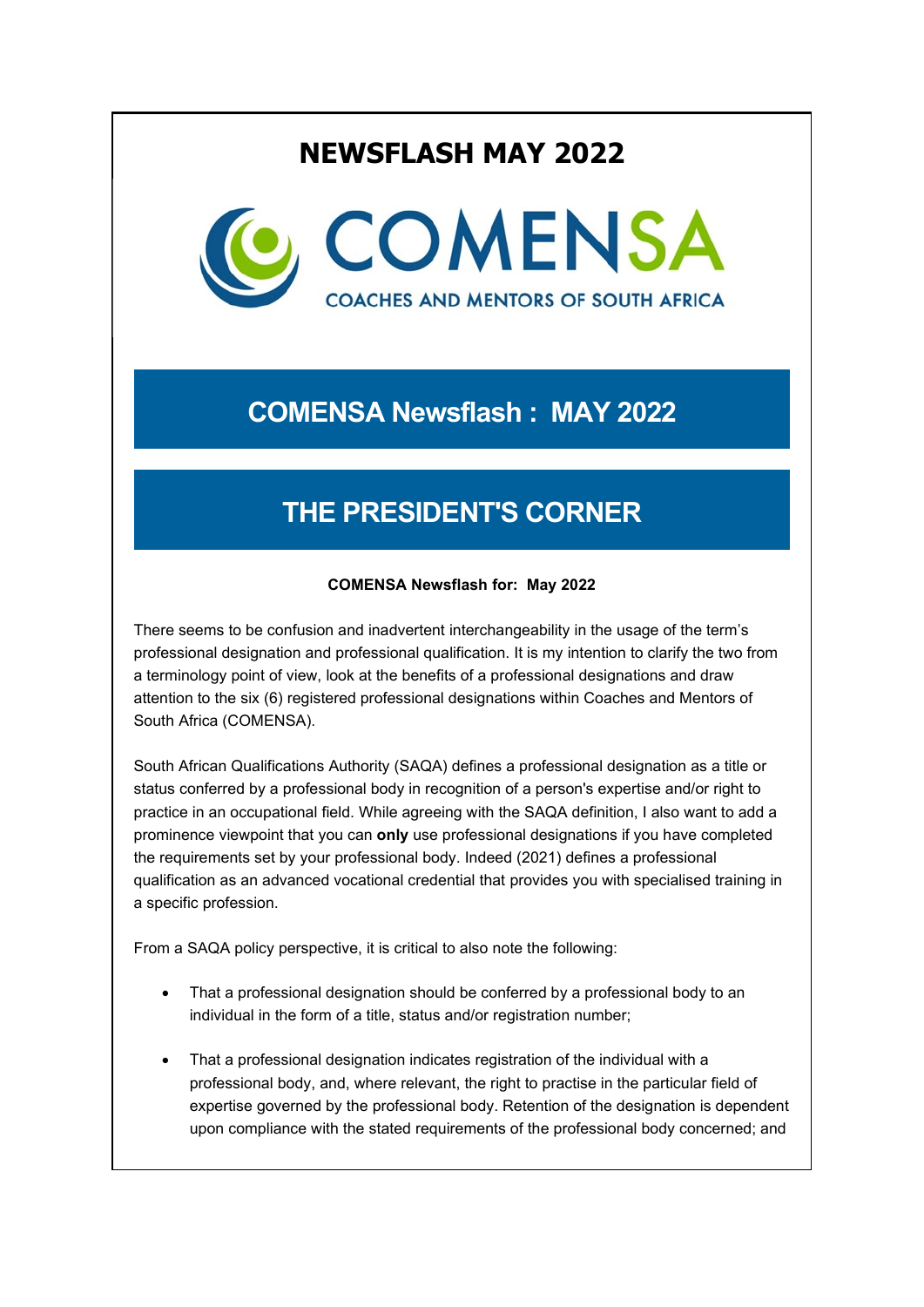# NEWSFLASH MAY 2022

COMENSA

COACHES AND MENTORS OF SOUTH AFRICA

## COMENSA Newsflash : MAY 2022

## THE PRESIDENT'S CORNER

**COMENSA Newsflash for: May 2022**

There seems to be confusion and inadvertent interchangeability in the usage of the term's professional designation and professional qualification. It is my intention to clarify the two from a terminology point of view, look at the benefits of a professional designations and draw attention to the six (6) registered professional designations within Coaches and Mentors of South Africa (COMENSA).

South African Qualifications Authority (SAQA) defines a professional designation as a title or status conferred by a professional body in recognition of a person's expertise and/or right to practice in an occupational field. While agreeing with the SAQA definition, I also want to add a prominence viewpoint that you can **only** use professional designations if you have completed the requirements set by your professional body. Indeed (2021) defines a professional qualification as an advanced vocational credential that provides you with specialised training in a specific profession.

From a SAQA policy perspective, it is critical to also note the following:

- That a professional designation should be conferred by a professional body to an individual in the form of a title, status and/or registration number;
- That a professional designation indicates registration of the individual with a professional body, and, where relevant, the right to practise in the particular field of expertise governed by the professional body. Retention of the designation is dependent upon compliance with the stated requirements of the professional body concerned; and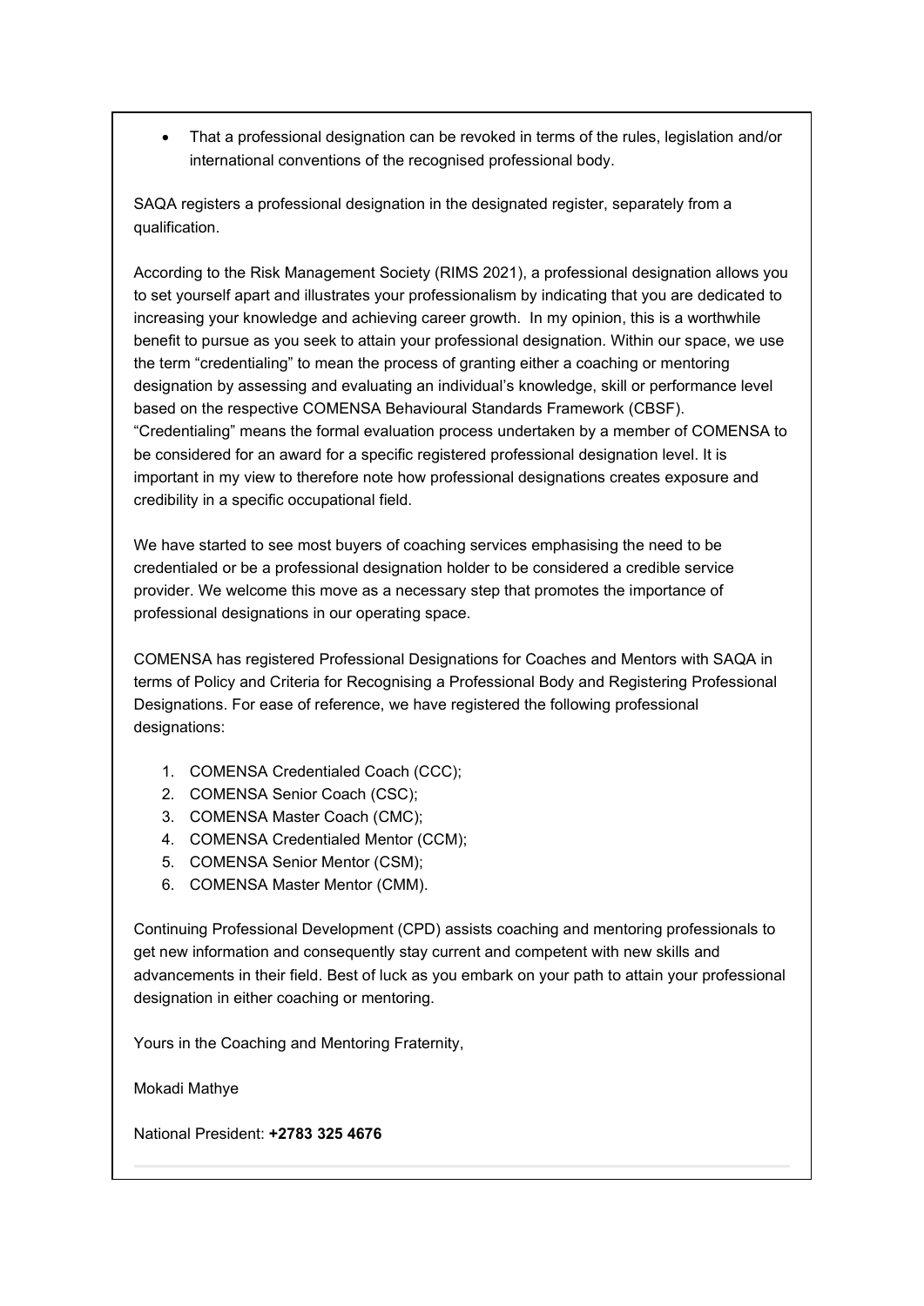- That a professional designation can be revoked in terms of the rules, legislation and/or international conventions of the recognised professional body.

SAQA registers a professional designation in the designated register, separately from a qualification.

According to the Risk Management Society (RIMS 2021), a professional designation allows you to set yourself apart and illustrates your professionalism by indicating that you are dedicated to increasing your knowledge and achieving career growth. In my opinion, this is a worthwhile benefit to pursue as you seek to attain your professional designation. Within our space, we use the term "credentialing" to mean the process of granting either a coaching or mentoring designation by assessing and evaluating an individual's knowledge, skill or performance level based on the respective COMENSA Behavioural Standards Framework (CBSF). "Credentialing" means the formal evaluation process undertaken by a member of COMENSA to be considered for an award for a specific registered professional designation level. It is important in my view to therefore note how professional designations creates exposure and credibility in a specific occupational field.

We have started to see most buyers of coaching services emphasising the need to be credentialed or be a professional designation holder to be considered a credible service provider. We welcome this move as a necessary step that promotes the importance of professional designations in our operating space.

COMENSA has registered Professional Designations for Coaches and Mentors with SAQA in terms of Policy and Criteria for Recognising a Professional Body and Registering Professional Designations. For ease of reference, we have registered the following professional designations:

1. COMENSA Credentialed Coach (CCC);
2. COMENSA Senior Coach (CSC);
3. COMENSA Master Coach (CMC);
4. COMENSA Credentialed Mentor (CCM);
5. COMENSA Senior Mentor (CSM);
6. COMENSA Master Mentor (CMM).

Continuing Professional Development (CPD) assists coaching and mentoring professionals to get new information and consequently stay current and competent with new skills and advancements in their field. Best of luck as you embark on your path to attain your professional designation in either coaching or mentoring.

Yours in the Coaching and Mentoring Fraternity,

Mokadi Mathye

National President: **+2783 325 4676**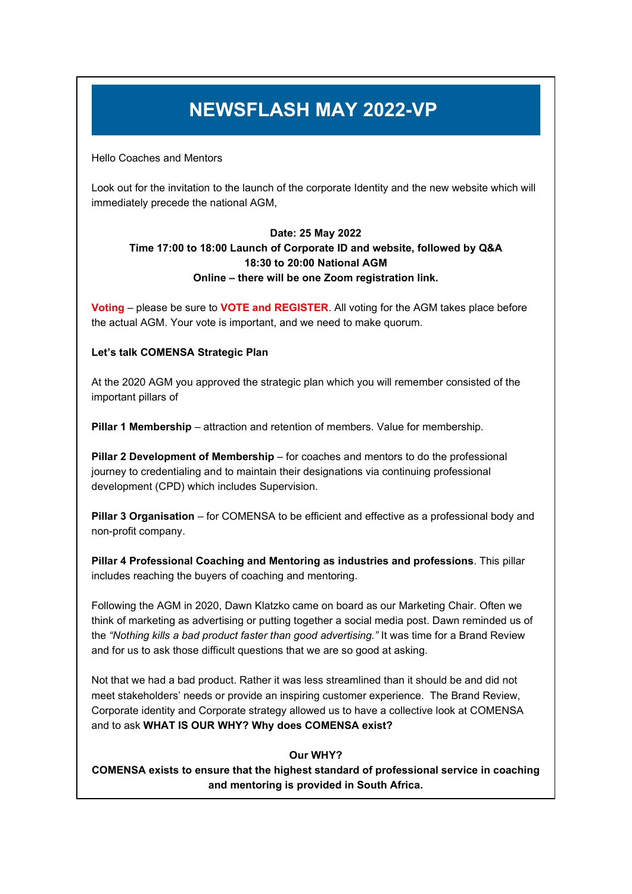# NEWSFLASH MAY 2022-VP

Hello Coaches and Mentors

Look out for the invitation to the launch of the corporate Identity and the new website which will immediately precede the national AGM,

**Date: 25 May 2022**
**Time 17:00 to 18:00 Launch of Corporate ID and website, followed by Q&A**
**18:30 to 20:00 National AGM**
**Online – there will be one Zoom registration link.**

**Voting** – please be sure to **VOTE and REGISTER**. All voting for the AGM takes place before the actual AGM. Your vote is important, and we need to make quorum.

**Let's talk COMENSA Strategic Plan**

At the 2020 AGM you approved the strategic plan which you will remember consisted of the important pillars of

**Pillar 1 Membership** – attraction and retention of members. Value for membership.

**Pillar 2 Development of Membership** – for coaches and mentors to do the professional journey to credentialing and to maintain their designations via continuing professional development (CPD) which includes Supervision.

**Pillar 3 Organisation** – for COMENSA to be efficient and effective as a professional body and non-profit company.

**Pillar 4 Professional Coaching and Mentoring as industries and professions**. This pillar includes reaching the buyers of coaching and mentoring.

Following the AGM in 2020, Dawn Klatzko came on board as our Marketing Chair. Often we think of marketing as advertising or putting together a social media post. Dawn reminded us of the *"Nothing kills a bad product faster than good advertising."* It was time for a Brand Review and for us to ask those difficult questions that we are so good at asking.

Not that we had a bad product. Rather it was less streamlined than it should be and did not meet stakeholders' needs or provide an inspiring customer experience. The Brand Review, Corporate identity and Corporate strategy allowed us to have a collective look at COMENSA and to ask **WHAT IS OUR WHY? Why does COMENSA exist?**

**Our WHY?**
**COMENSA exists to ensure that the highest standard of professional service in coaching and mentoring is provided in South Africa.**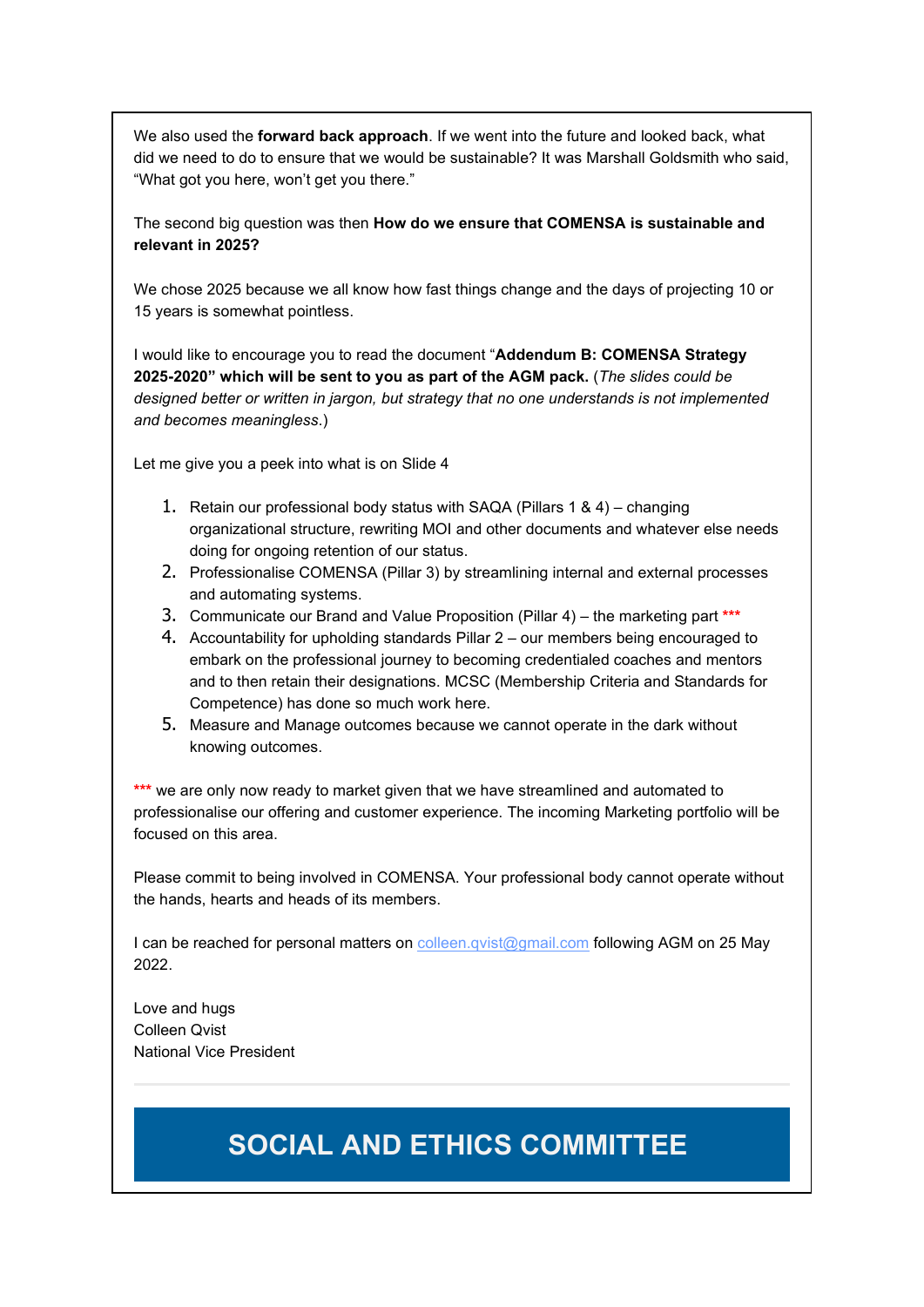We also used the **forward back approach**. If we went into the future and looked back, what did we need to do to ensure that we would be sustainable? It was Marshall Goldsmith who said, "What got you here, won't get you there."

The second big question was then **How do we ensure that COMENSA is sustainable and relevant in 2025?**

We chose 2025 because we all know how fast things change and the days of projecting 10 or 15 years is somewhat pointless.

I would like to encourage you to read the document "**Addendum B: COMENSA Strategy 2025-2020" which will be sent to you as part of the AGM pack.** (*The slides could be designed better or written in jargon, but strategy that no one understands is not implemented and becomes meaningless*.)

Let me give you a peek into what is on Slide 4

1. Retain our professional body status with SAQA (Pillars 1 & 4) – changing organizational structure, rewriting MOI and other documents and whatever else needs doing for ongoing retention of our status.
2. Professionalise COMENSA (Pillar 3) by streamlining internal and external processes and automating systems.
3. Communicate our Brand and Value Proposition (Pillar 4) – the marketing part ***
4. Accountability for upholding standards Pillar 2 – our members being encouraged to embark on the professional journey to becoming credentialed coaches and mentors and to then retain their designations. MCSC (Membership Criteria and Standards for Competence) has done so much work here.
5. Measure and Manage outcomes because we cannot operate in the dark without knowing outcomes.

*** we are only now ready to market given that we have streamlined and automated to professionalise our offering and customer experience. The incoming Marketing portfolio will be focused on this area.

Please commit to being involved in COMENSA. Your professional body cannot operate without the hands, hearts and heads of its members.

I can be reached for personal matters on colleen.qvist@gmail.com following AGM on 25 May 2022.

Love and hugs
Colleen Qvist
National Vice President

---

## SOCIAL AND ETHICS COMMITTEE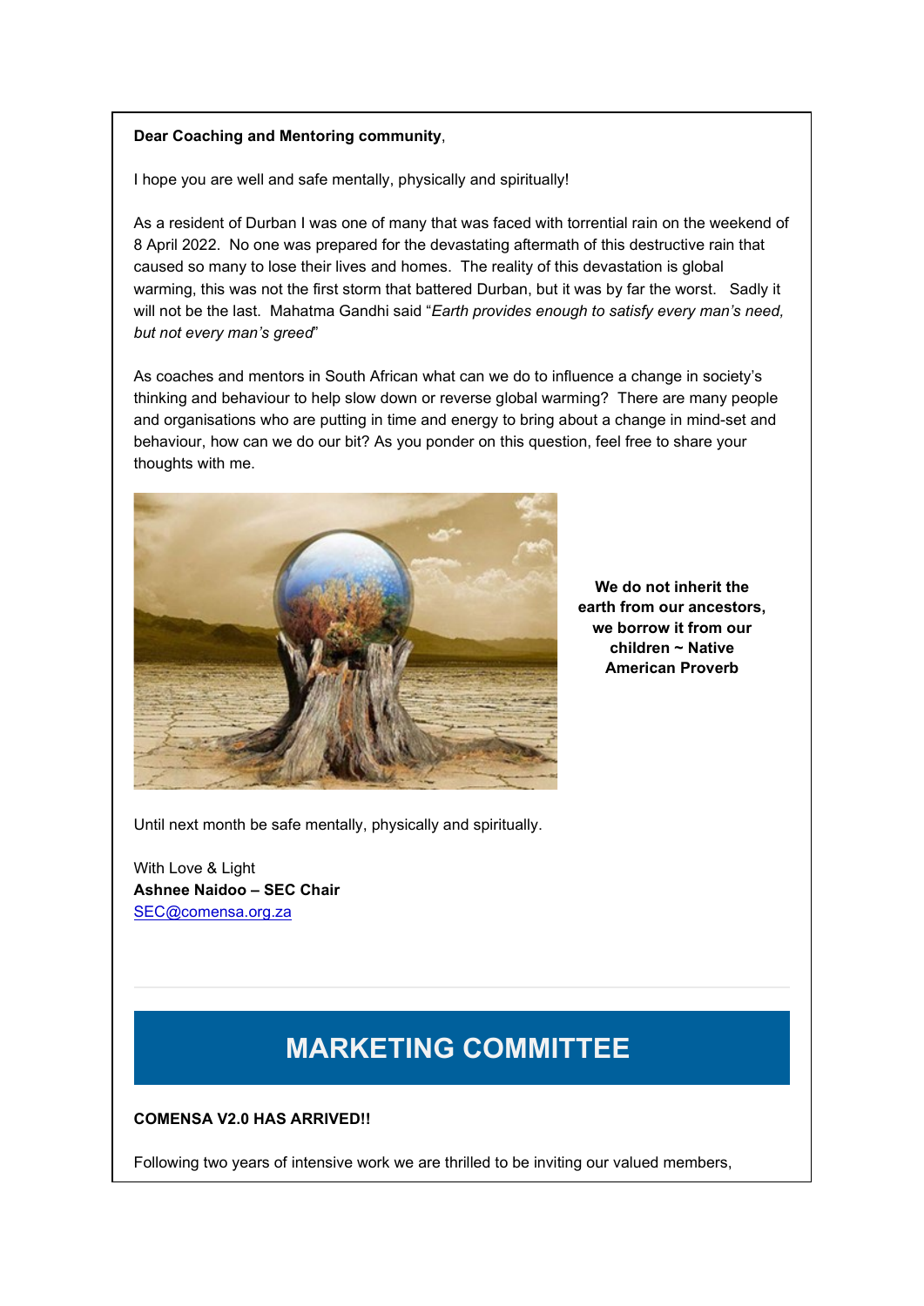**Dear Coaching and Mentoring community**,

I hope you are well and safe mentally, physically and spiritually!

As a resident of Durban I was one of many that was faced with torrential rain on the weekend of 8 April 2022. No one was prepared for the devastating aftermath of this destructive rain that caused so many to lose their lives and homes. The reality of this devastation is global warming, this was not the first storm that battered Durban, but it was by far the worst. Sadly it will not be the last. Mahatma Gandhi said "*Earth provides enough to satisfy every man's need, but not every man's greed*"

As coaches and mentors in South African what can we do to influence a change in society's thinking and behaviour to help slow down or reverse global warming? There are many people and organisations who are putting in time and energy to bring about a change in mind-set and behaviour, how can we do our bit? As you ponder on this question, feel free to share your thoughts with me.

**We do not inherit the earth from our ancestors, we borrow it from our children ~ Native American Proverb**

Until next month be safe mentally, physically and spiritually.

With Love & Light
**Ashnee Naidoo – SEC Chair**
SEC@comensa.org.za

---

# MARKETING COMMITTEE

**COMENSA V2.0 HAS ARRIVED!!**

Following two years of intensive work we are thrilled to be inviting our valued members,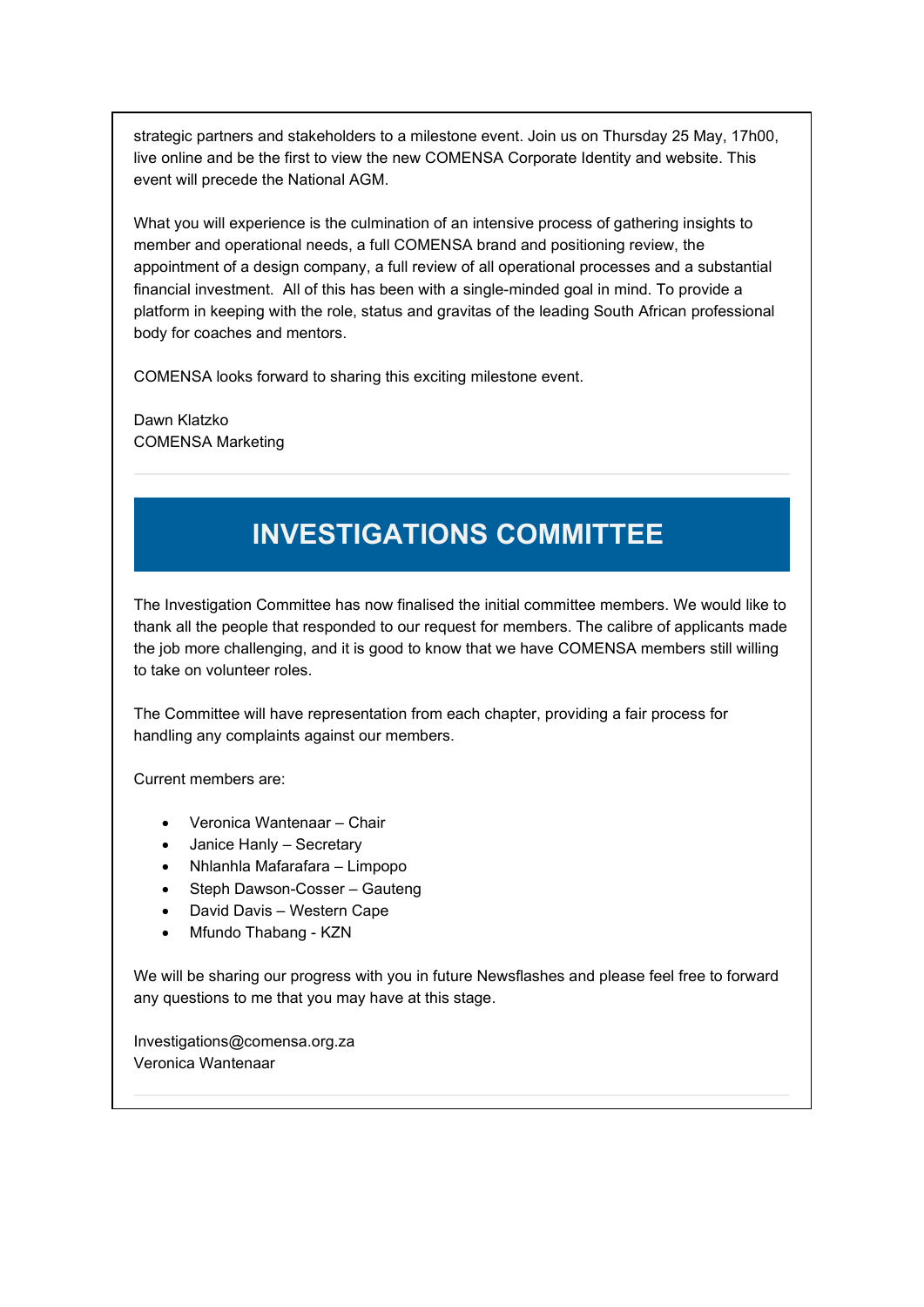strategic partners and stakeholders to a milestone event. Join us on Thursday 25 May, 17h00, live online and be the first to view the new COMENSA Corporate Identity and website. This event will precede the National AGM.

What you will experience is the culmination of an intensive process of gathering insights to member and operational needs, a full COMENSA brand and positioning review, the appointment of a design company, a full review of all operational processes and a substantial financial investment. All of this has been with a single-minded goal in mind. To provide a platform in keeping with the role, status and gravitas of the leading South African professional body for coaches and mentors.

COMENSA looks forward to sharing this exciting milestone event.

Dawn Klatzko
COMENSA Marketing

---

# INVESTIGATIONS COMMITTEE

The Investigation Committee has now finalised the initial committee members. We would like to thank all the people that responded to our request for members. The calibre of applicants made the job more challenging, and it is good to know that we have COMENSA members still willing to take on volunteer roles.

The Committee will have representation from each chapter, providing a fair process for handling any complaints against our members.

Current members are:

- Veronica Wantenaar – Chair
- Janice Hanly – Secretary
- Nhlanhla Mafarafara – Limpopo
- Steph Dawson-Cosser – Gauteng
- David Davis – Western Cape
- Mfundo Thabang - KZN

We will be sharing our progress with you in future Newsflashes and please feel free to forward any questions to me that you may have at this stage.

Investigations@comensa.org.za
Veronica Wantenaar

---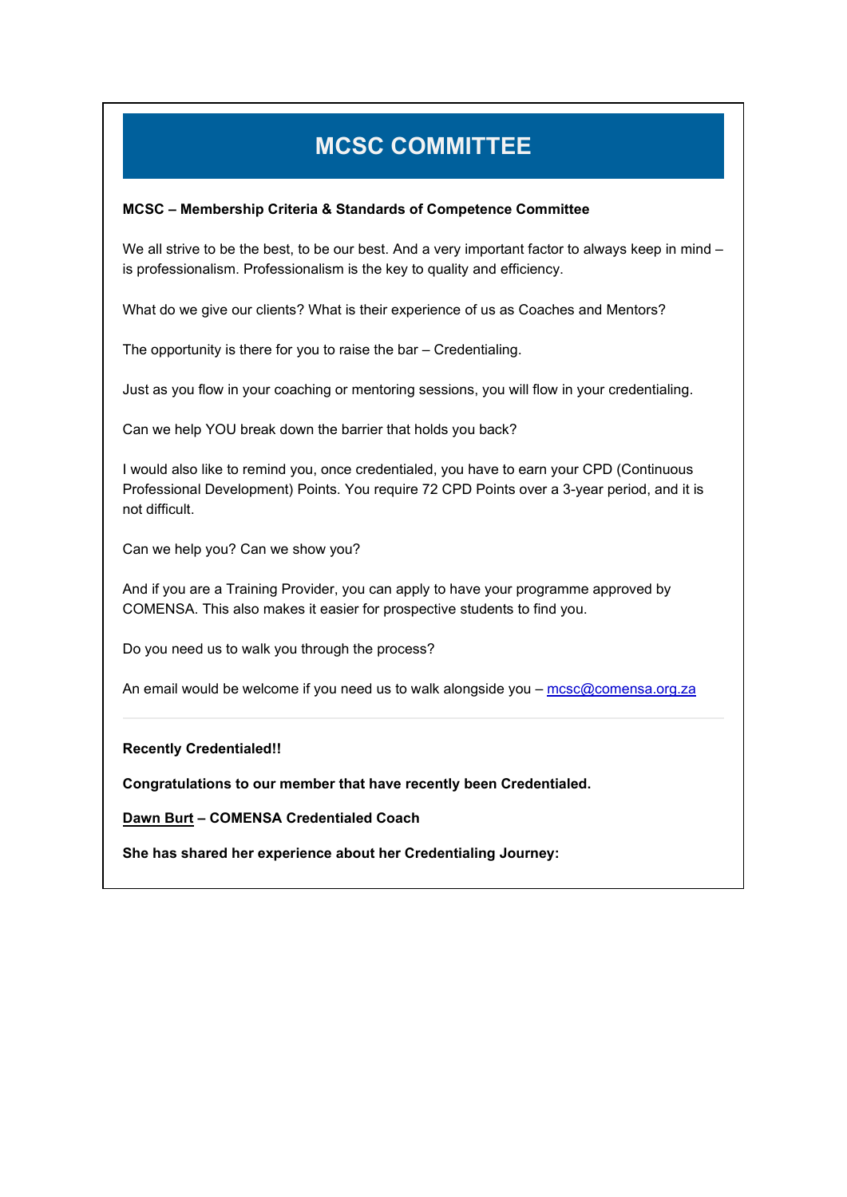# MCSC COMMITTEE

**MCSC – Membership Criteria & Standards of Competence Committee**

We all strive to be the best, to be our best. And a very important factor to always keep in mind – is professionalism. Professionalism is the key to quality and efficiency.

What do we give our clients? What is their experience of us as Coaches and Mentors?

The opportunity is there for you to raise the bar – Credentialing.

Just as you flow in your coaching or mentoring sessions, you will flow in your credentialing.

Can we help YOU break down the barrier that holds you back?

I would also like to remind you, once credentialed, you have to earn your CPD (Continuous Professional Development) Points. You require 72 CPD Points over a 3-year period, and it is not difficult.

Can we help you? Can we show you?

And if you are a Training Provider, you can apply to have your programme approved by COMENSA. This also makes it easier for prospective students to find you.

Do you need us to walk you through the process?

An email would be welcome if you need us to walk alongside you – mcsc@comensa.org.za

---

**Recently Credentialed!!**

**Congratulations to our member that have recently been Credentialed.**

**Dawn Burt – COMENSA Credentialed Coach**

**She has shared her experience about her Credentialing Journey:**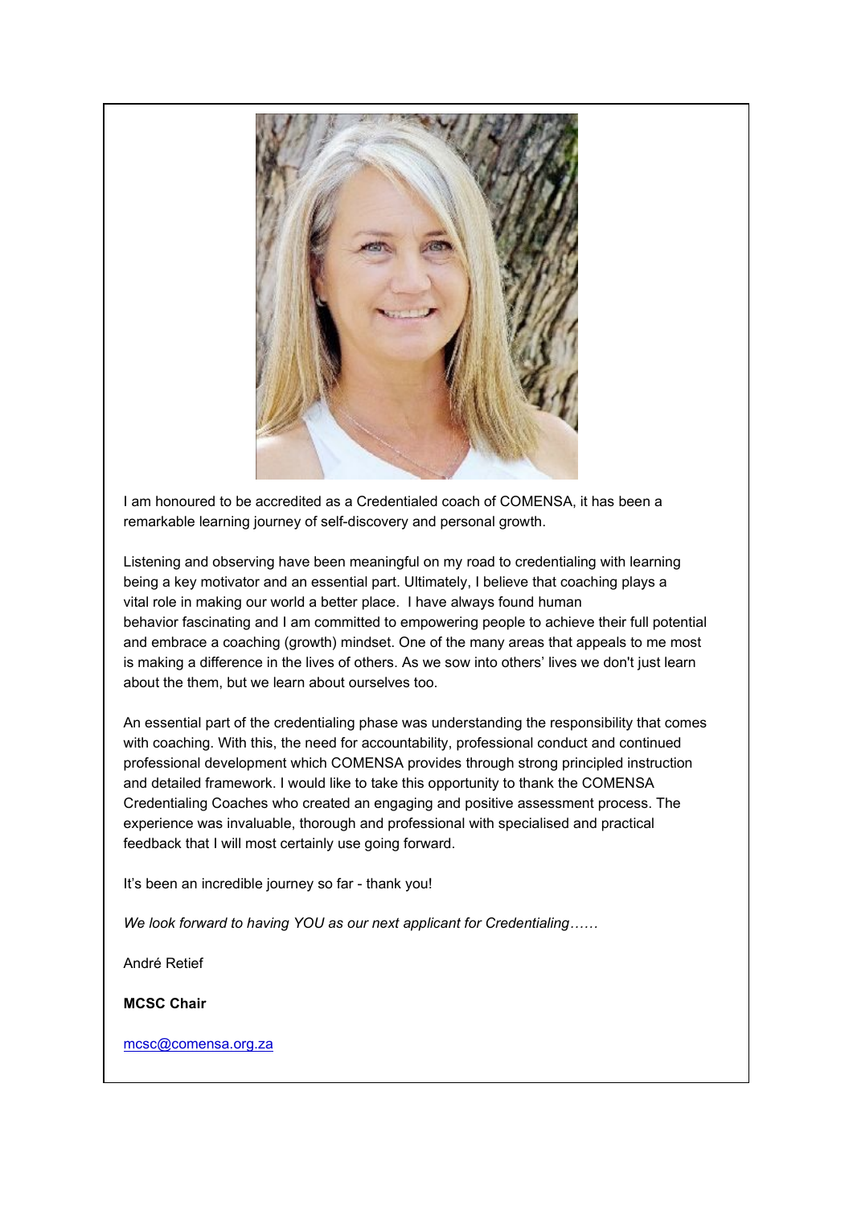I am honoured to be accredited as a Credentialed coach of COMENSA, it has been a remarkable learning journey of self-discovery and personal growth.

Listening and observing have been meaningful on my road to credentialing with learning being a key motivator and an essential part. Ultimately, I believe that coaching plays a vital role in making our world a better place. I have always found human behavior fascinating and I am committed to empowering people to achieve their full potential and embrace a coaching (growth) mindset. One of the many areas that appeals to me most is making a difference in the lives of others. As we sow into others' lives we don't just learn about the them, but we learn about ourselves too.

An essential part of the credentialing phase was understanding the responsibility that comes with coaching. With this, the need for accountability, professional conduct and continued professional development which COMENSA provides through strong principled instruction and detailed framework. I would like to take this opportunity to thank the COMENSA Credentialing Coaches who created an engaging and positive assessment process. The experience was invaluable, thorough and professional with specialised and practical feedback that I will most certainly use going forward.

It's been an incredible journey so far - thank you!

*We look forward to having YOU as our next applicant for Credentialing……*

André Retief

**MCSC Chair**

mcsc@comensa.org.za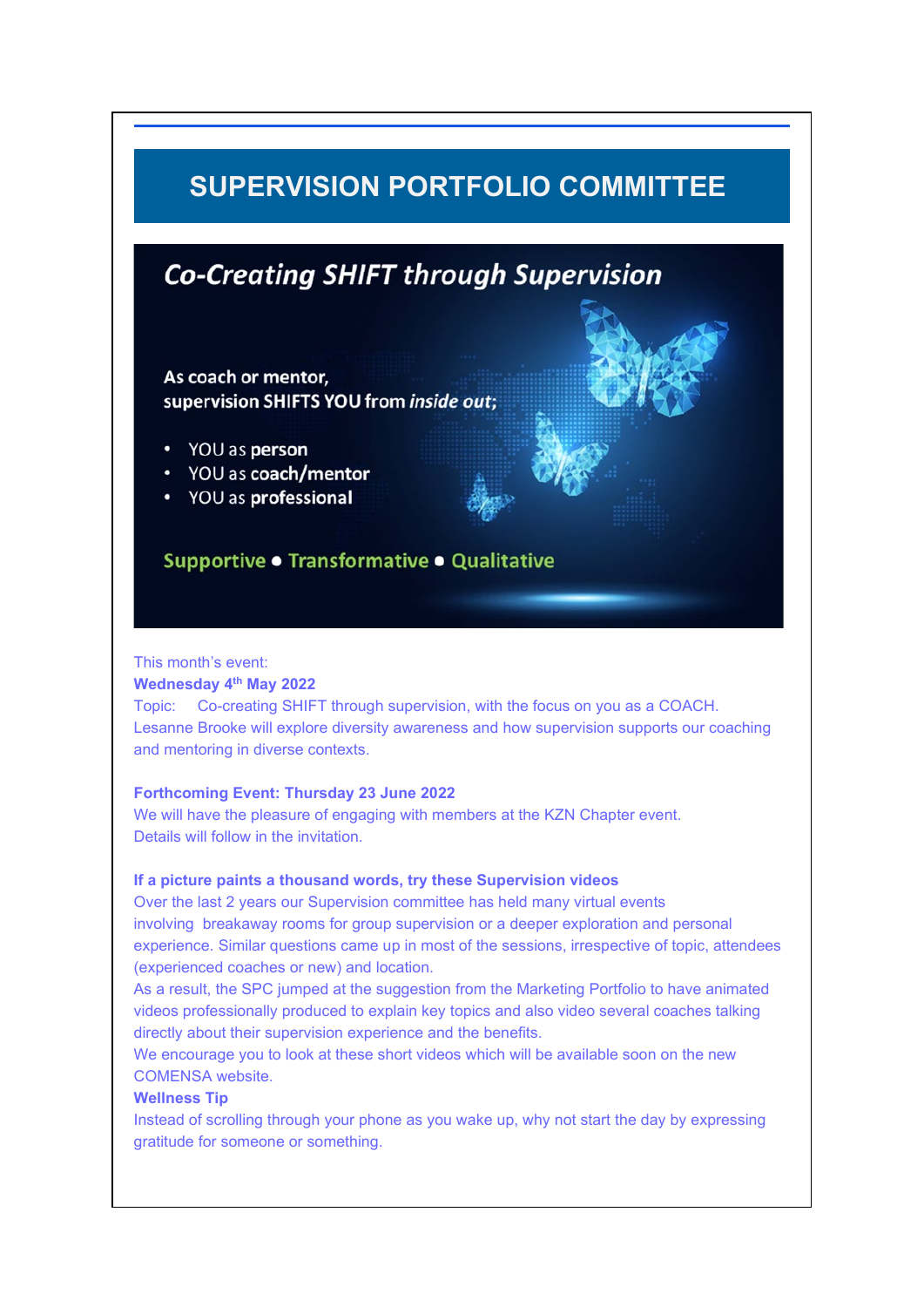# SUPERVISION PORTFOLIO COMMITTEE

## *Co-Creating SHIFT through Supervision*

As coach or mentor,
supervision SHIFTS YOU from *inside out*;

- YOU as **person**
- YOU as **coach/mentor**
- YOU as **professional**

**Supportive ● Transformative ● Qualitative**

This month's event:
**Wednesday 4th May 2022**
Topic: Co-creating SHIFT through supervision, with the focus on you as a COACH.
Lesanne Brooke will explore diversity awareness and how supervision supports our coaching and mentoring in diverse contexts.

**Forthcoming Event: Thursday 23 June 2022**
We will have the pleasure of engaging with members at the KZN Chapter event.
Details will follow in the invitation.

**If a picture paints a thousand words, try these Supervision videos**
Over the last 2 years our Supervision committee has held many virtual events involving breakaway rooms for group supervision or a deeper exploration and personal experience. Similar questions came up in most of the sessions, irrespective of topic, attendees (experienced coaches or new) and location.
As a result, the SPC jumped at the suggestion from the Marketing Portfolio to have animated videos professionally produced to explain key topics and also video several coaches talking directly about their supervision experience and the benefits.
We encourage you to look at these short videos which will be available soon on the new COMENSA website.

**Wellness Tip**
Instead of scrolling through your phone as you wake up, why not start the day by expressing gratitude for someone or something.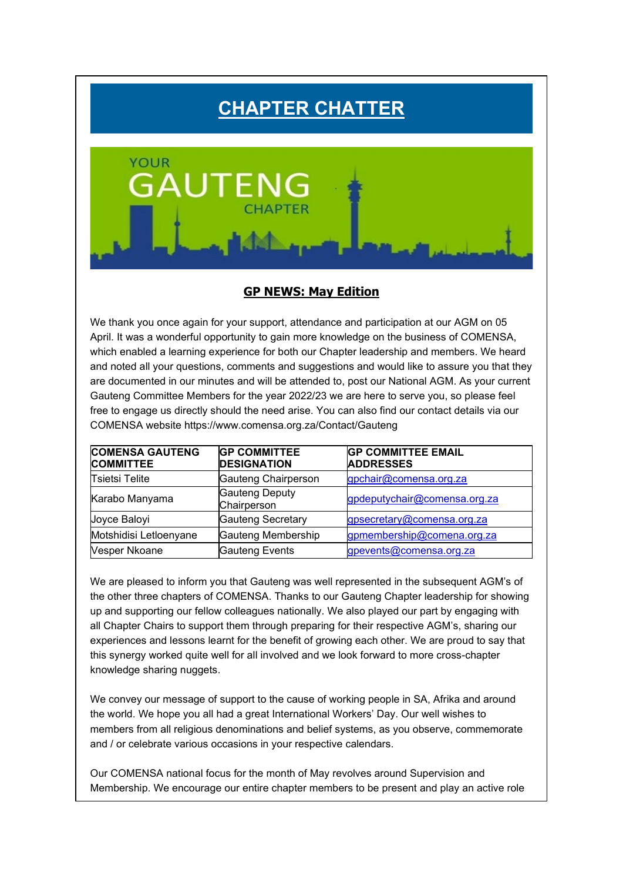# CHAPTER CHATTER

YOUR
GAUTENG
CHAPTER

## GP NEWS: May Edition

We thank you once again for your support, attendance and participation at our AGM on 05 April. It was a wonderful opportunity to gain more knowledge on the business of COMENSA, which enabled a learning experience for both our Chapter leadership and members. We heard and noted all your questions, comments and suggestions and would like to assure you that they are documented in our minutes and will be attended to, post our National AGM. As your current Gauteng Committee Members for the year 2022/23 we are here to serve you, so please feel free to engage us directly should the need arise. You can also find our contact details via our COMENSA website https://www.comensa.org.za/Contact/Gauteng

| COMENSA GAUTENG COMMITTEE | GP COMMITTEE DESIGNATION | GP COMMITTEE EMAIL ADDRESSES |
|---|---|---|
| Tsietsi Telite | Gauteng Chairperson | gpchair@comensa.org.za |
| Karabo Manyama | Gauteng Deputy Chairperson | gpdeputychair@comensa.org.za |
| Joyce Baloyi | Gauteng Secretary | gpsecretary@comensa.org.za |
| Motshidisi Letloenyane | Gauteng Membership | gpmembership@comena.org.za |
| Vesper Nkoane | Gauteng Events | gpevents@comensa.org.za |

We are pleased to inform you that Gauteng was well represented in the subsequent AGM's of the other three chapters of COMENSA. Thanks to our Gauteng Chapter leadership for showing up and supporting our fellow colleagues nationally. We also played our part by engaging with all Chapter Chairs to support them through preparing for their respective AGM's, sharing our experiences and lessons learnt for the benefit of growing each other. We are proud to say that this synergy worked quite well for all involved and we look forward to more cross-chapter knowledge sharing nuggets.

We convey our message of support to the cause of working people in SA, Afrika and around the world. We hope you all had a great International Workers' Day. Our well wishes to members from all religious denominations and belief systems, as you observe, commemorate and / or celebrate various occasions in your respective calendars.

Our COMENSA national focus for the month of May revolves around Supervision and Membership. We encourage our entire chapter members to be present and play an active role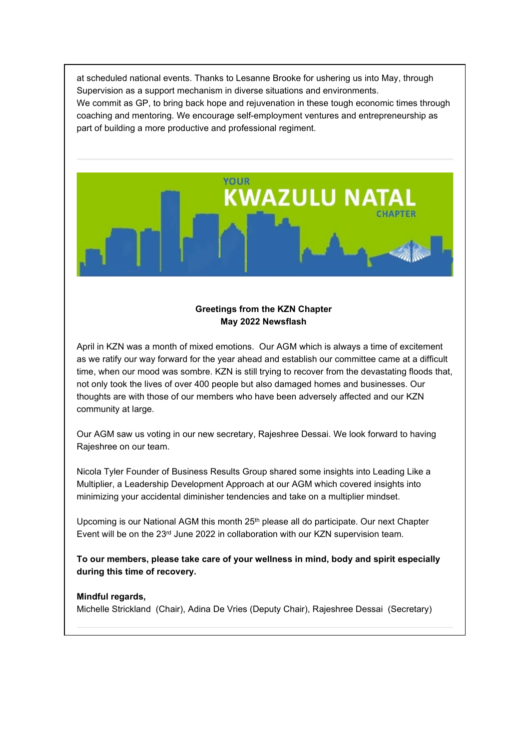at scheduled national events. Thanks to Lesanne Brooke for ushering us into May, through Supervision as a support mechanism in diverse situations and environments.
We commit as GP, to bring back hope and rejuvenation in these tough economic times through coaching and mentoring. We encourage self-employment ventures and entrepreneurship as part of building a more productive and professional regiment.

---

YOUR KWAZULU NATAL CHAPTER

**Greetings from the KZN Chapter**
**May 2022 Newsflash**

April in KZN was a month of mixed emotions. Our AGM which is always a time of excitement as we ratify our way forward for the year ahead and establish our committee came at a difficult time, when our mood was sombre. KZN is still trying to recover from the devastating floods that, not only took the lives of over 400 people but also damaged homes and businesses. Our thoughts are with those of our members who have been adversely affected and our KZN community at large.

Our AGM saw us voting in our new secretary, Rajeshree Dessai. We look forward to having Rajeshree on our team.

Nicola Tyler Founder of Business Results Group shared some insights into Leading Like a Multiplier, a Leadership Development Approach at our AGM which covered insights into minimizing your accidental diminisher tendencies and take on a multiplier mindset.

Upcoming is our National AGM this month 25th please all do participate. Our next Chapter Event will be on the 23rd June 2022 in collaboration with our KZN supervision team.

**To our members, please take care of your wellness in mind, body and spirit especially during this time of recovery.**

**Mindful regards,**
Michelle Strickland (Chair), Adina De Vries (Deputy Chair), Rajeshree Dessai (Secretary)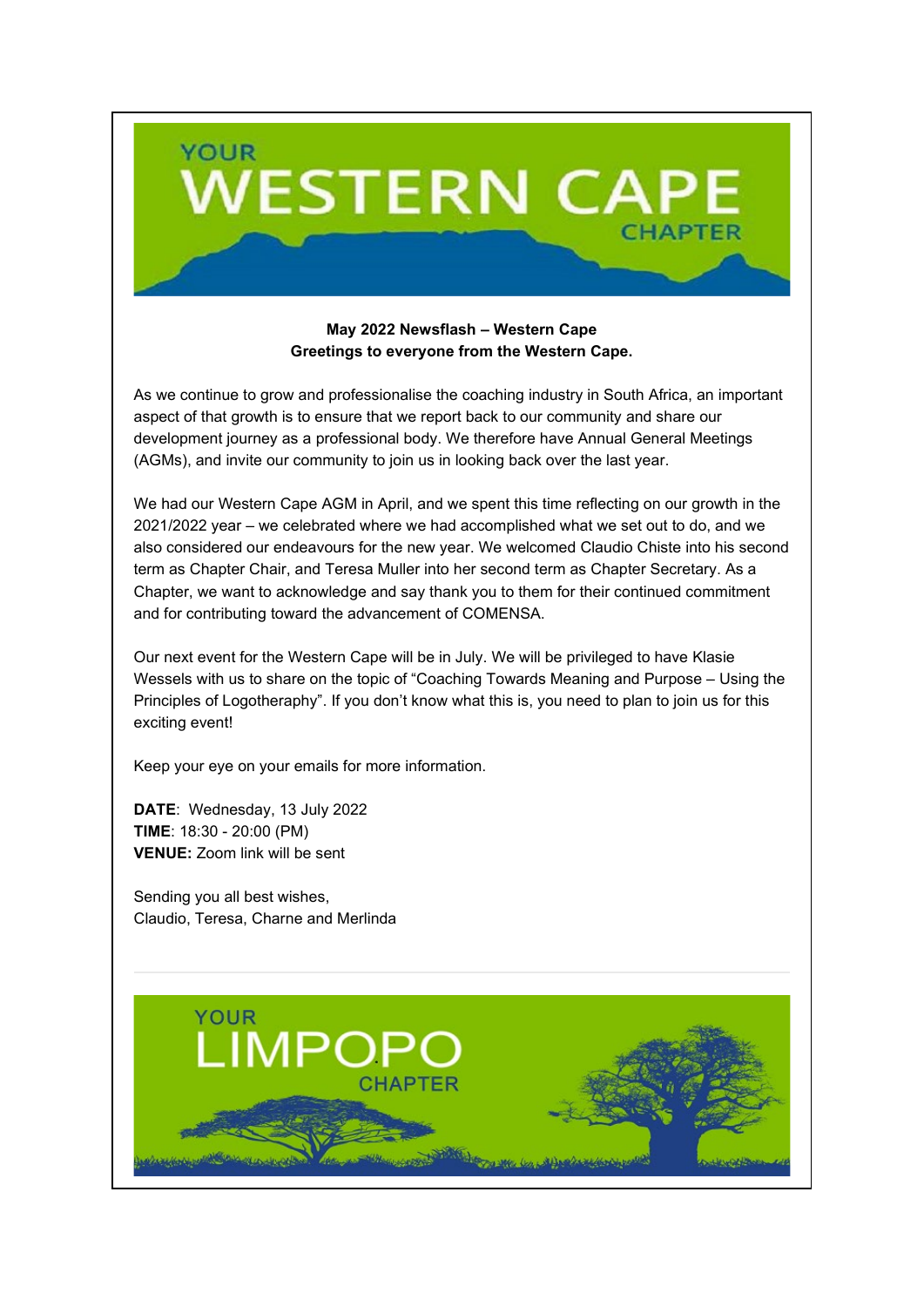YOUR WESTERN CAPE CHAPTER

**May 2022 Newsflash – Western Cape**
**Greetings to everyone from the Western Cape.**

As we continue to grow and professionalise the coaching industry in South Africa, an important aspect of that growth is to ensure that we report back to our community and share our development journey as a professional body. We therefore have Annual General Meetings (AGMs), and invite our community to join us in looking back over the last year.

We had our Western Cape AGM in April, and we spent this time reflecting on our growth in the 2021/2022 year – we celebrated where we had accomplished what we set out to do, and we also considered our endeavours for the new year. We welcomed Claudio Chiste into his second term as Chapter Chair, and Teresa Muller into her second term as Chapter Secretary. As a Chapter, we want to acknowledge and say thank you to them for their continued commitment and for contributing toward the advancement of COMENSA.

Our next event for the Western Cape will be in July. We will be privileged to have Klasie Wessels with us to share on the topic of "Coaching Towards Meaning and Purpose – Using the Principles of Logotheraphy". If you don't know what this is, you need to plan to join us for this exciting event!

Keep your eye on your emails for more information.

**DATE**: Wednesday, 13 July 2022
**TIME**: 18:30 - 20:00 (PM)
**VENUE:** Zoom link will be sent

Sending you all best wishes,
Claudio, Teresa, Charne and Merlinda

---

YOUR LIMPOPO CHAPTER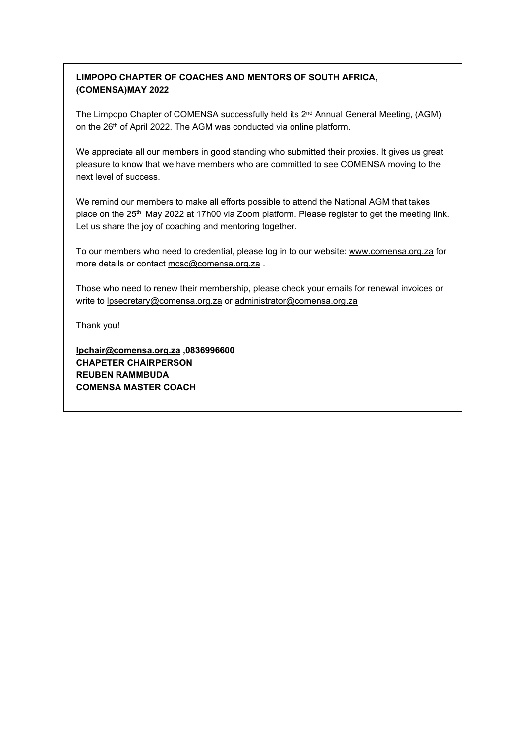**LIMPOPO CHAPTER OF COACHES AND MENTORS OF SOUTH AFRICA, (COMENSA)MAY 2022**

The Limpopo Chapter of COMENSA successfully held its 2nd Annual General Meeting, (AGM) on the 26th of April 2022. The AGM was conducted via online platform.

We appreciate all our members in good standing who submitted their proxies. It gives us great pleasure to know that we have members who are committed to see COMENSA moving to the next level of success.

We remind our members to make all efforts possible to attend the National AGM that takes place on the 25th May 2022 at 17h00 via Zoom platform. Please register to get the meeting link. Let us share the joy of coaching and mentoring together.

To our members who need to credential, please log in to our website: www.comensa.org.za for more details or contact mcsc@comensa.org.za .

Those who need to renew their membership, please check your emails for renewal invoices or write to lpsecretary@comensa.org.za or administrator@comensa.org.za

Thank you!

**lpchair@comensa.org.za ,0836996600**
**CHAPETER CHAIRPERSON**
**REUBEN RAMMBUDA**
**COMENSA MASTER COACH**